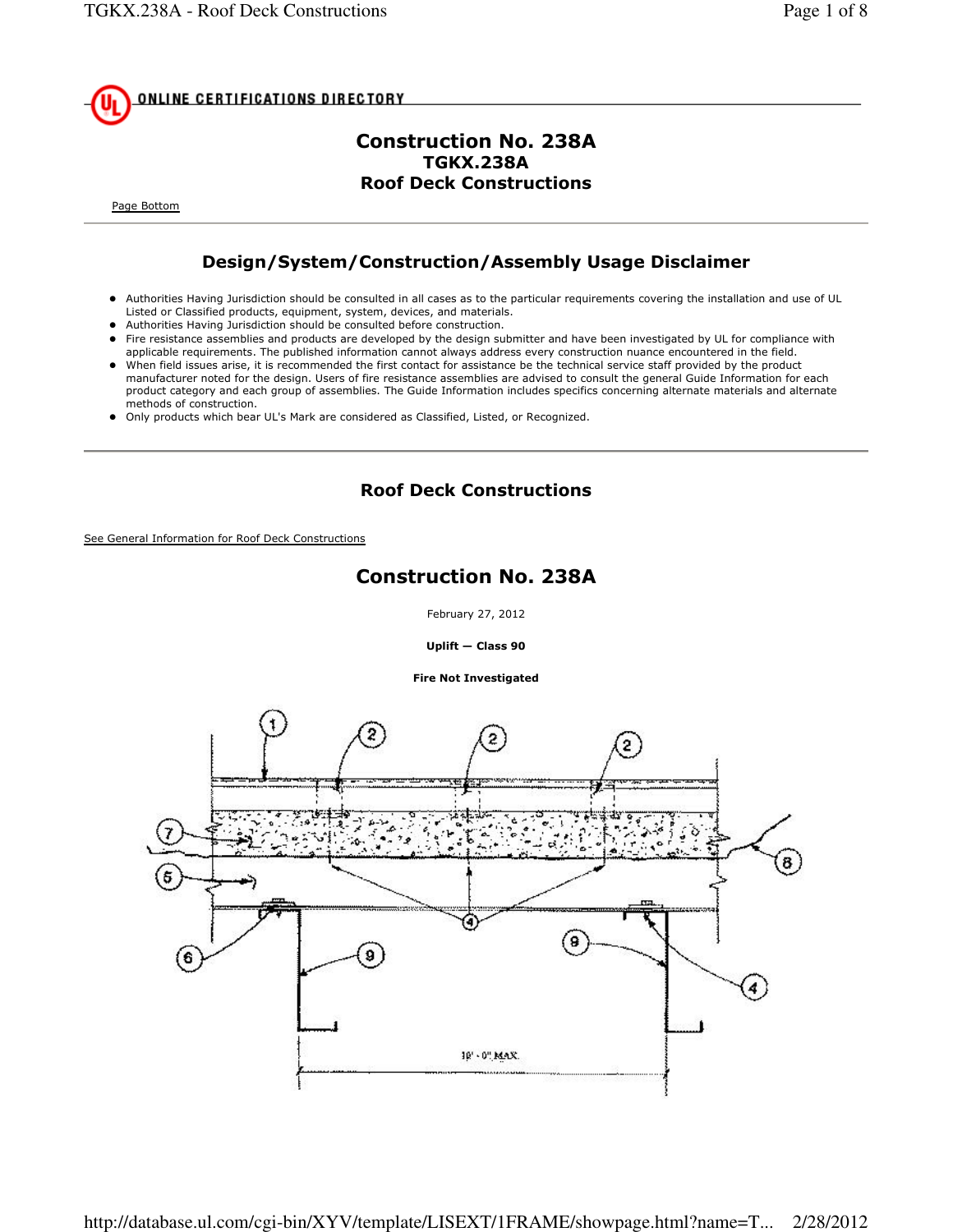ONLINE CERTIFICATIONS DIRECTORY

# Construction No. 238A

## TGKX.238A

## Roof Deck Constructions

Page Bottom

---

## Design/System/Construction/Assembly Usage Disclaimer

- Authorities Having Jurisdiction should be consulted in all cases as to the particular requirements covering the installation and use of UL Listed or Classified products, equipment, system, devices, and materials.
- Authorities Having Jurisdiction should be consulted before construction.
- Fire resistance assemblies and products are developed by the design submitter and have been investigated by UL for compliance with applicable requirements. The published information cannot always address every construction nuance encountered in the field.
- When field issues arise, it is recommended the first contact for assistance be the technical service staff provided by the product manufacturer noted for the design. Users of fire resistance assemblies are advised to consult the general Guide Information for each product category and each group of assemblies. The Guide Information includes specifics concerning alternate materials and alternate methods of construction.
- Only products which bear UL's Mark are considered as Classified, Listed, or Recognized.

---

## Roof Deck Constructions

See General Information for Roof Deck Constructions

# Construction No. 238A

February 27, 2012

**Uplift — Class 90**

**Fire Not Investigated**

10' - 0" MAX.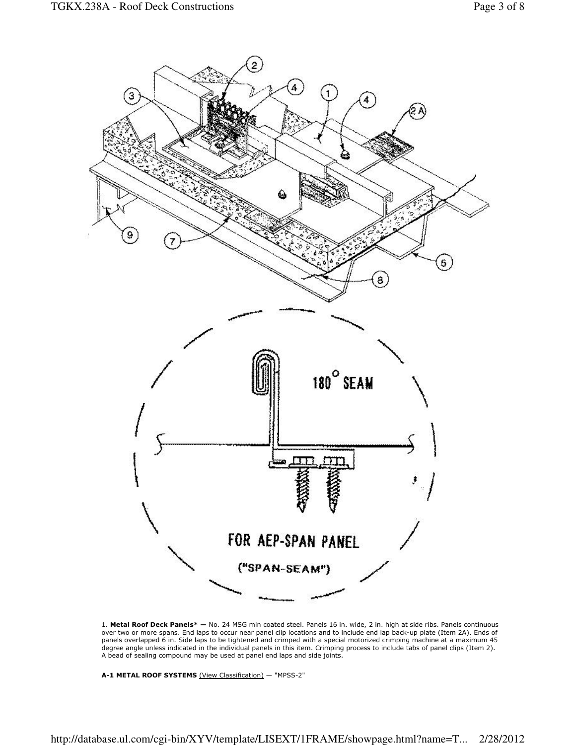1. **Metal Roof Deck Panels* —** No. 24 MSG min coated steel. Panels 16 in. wide, 2 in. high at side ribs. Panels continuous over two or more spans. End laps to occur near panel clip locations and to include end lap back-up plate (Item 2A). Ends of panels overlapped 6 in. Side laps to be tightened and crimped with a special motorized crimping machine at a maximum 45 degree angle unless indicated in the individual panels in this item. Crimping process to include tabs of panel clips (Item 2). A bead of sealing compound may be used at panel end laps and side joints.

**A-1 METAL ROOF SYSTEMS** (View Classification) — "MPSS-2"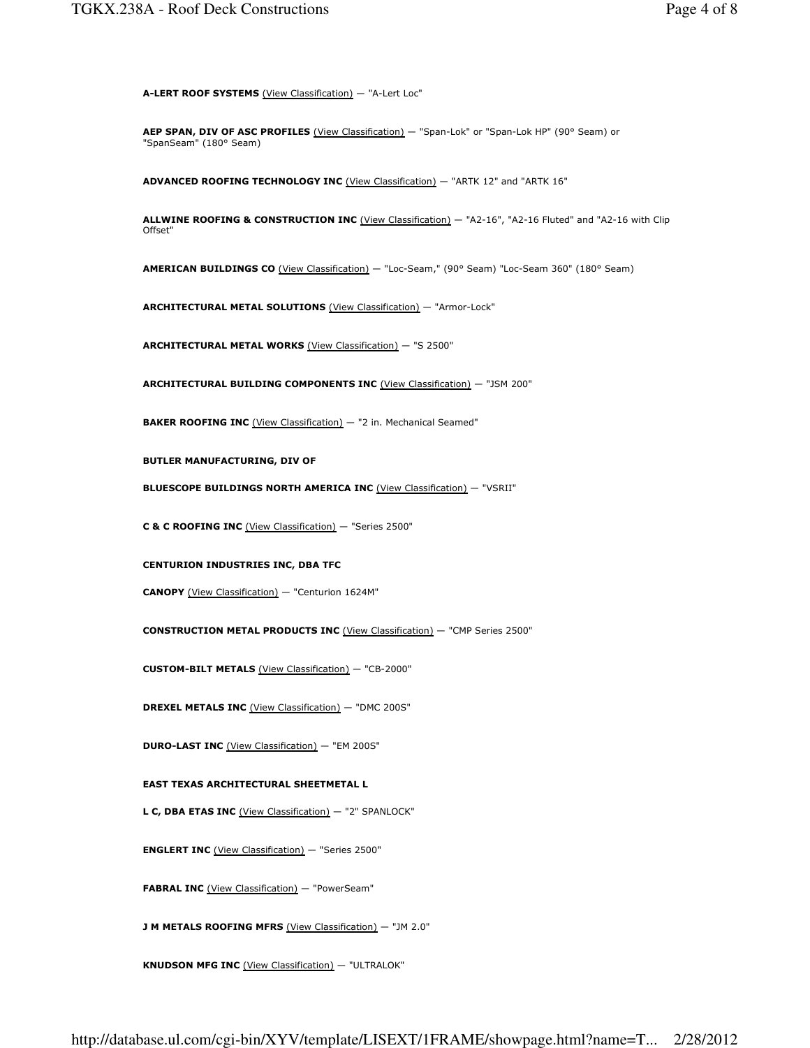**A-LERT ROOF SYSTEMS** (View Classification) — "A-Lert Loc"

**AEP SPAN, DIV OF ASC PROFILES** (View Classification) — "Span-Lok" or "Span-Lok HP" (90° Seam) or "SpanSeam" (180° Seam)

**ADVANCED ROOFING TECHNOLOGY INC** (View Classification) — "ARTK 12" and "ARTK 16"

**ALLWINE ROOFING & CONSTRUCTION INC** (View Classification) — "A2-16", "A2-16 Fluted" and "A2-16 with Clip Offset"

**AMERICAN BUILDINGS CO** (View Classification) — "Loc-Seam," (90° Seam) "Loc-Seam 360" (180° Seam)

**ARCHITECTURAL METAL SOLUTIONS** (View Classification) — "Armor-Lock"

**ARCHITECTURAL METAL WORKS** (View Classification) — "S 2500"

**ARCHITECTURAL BUILDING COMPONENTS INC** (View Classification) — "JSM 200"

**BAKER ROOFING INC** (View Classification) — "2 in. Mechanical Seamed"

**BUTLER MANUFACTURING, DIV OF**

**BLUESCOPE BUILDINGS NORTH AMERICA INC** (View Classification) — "VSRII"

**C & C ROOFING INC** (View Classification) — "Series 2500"

**CENTURION INDUSTRIES INC, DBA TFC**

**CANOPY** (View Classification) — "Centurion 1624M"

**CONSTRUCTION METAL PRODUCTS INC** (View Classification) — "CMP Series 2500"

**CUSTOM-BILT METALS** (View Classification) — "CB-2000"

**DREXEL METALS INC** (View Classification) — "DMC 200S"

**DURO-LAST INC** (View Classification) — "EM 200S"

**EAST TEXAS ARCHITECTURAL SHEETMETAL L**

**L C, DBA ETAS INC** (View Classification) — "2" SPANLOCK"

**ENGLERT INC** (View Classification) — "Series 2500"

**FABRAL INC** (View Classification) — "PowerSeam"

**J M METALS ROOFING MFRS** (View Classification) — "JM 2.0"

**KNUDSON MFG INC** (View Classification) — "ULTRALOK"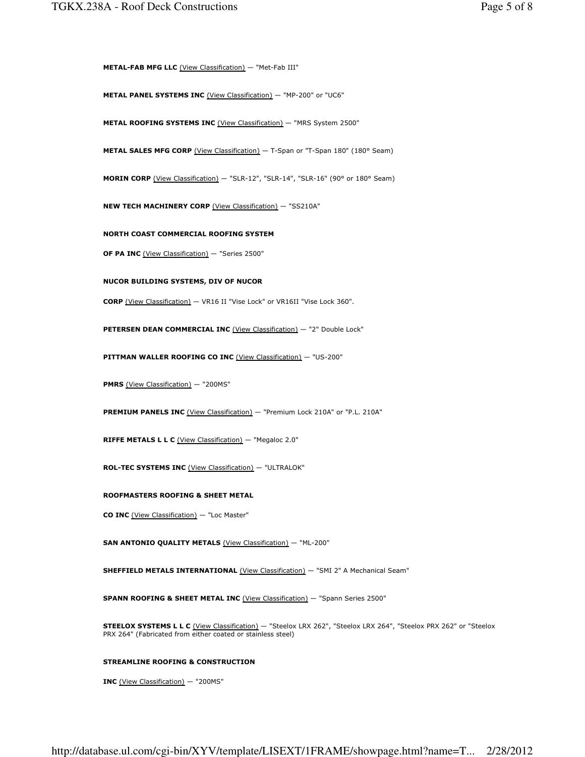**METAL-FAB MFG LLC** (View Classification) — "Met-Fab III"

**METAL PANEL SYSTEMS INC** (View Classification) — "MP-200" or "UC6"

**METAL ROOFING SYSTEMS INC** (View Classification) — "MRS System 2500"

**METAL SALES MFG CORP** (View Classification) — T-Span or "T-Span 180" (180° Seam)

**MORIN CORP** (View Classification) — "SLR-12", "SLR-14", "SLR-16" (90° or 180° Seam)

**NEW TECH MACHINERY CORP** (View Classification) — "SS210A"

**NORTH COAST COMMERCIAL ROOFING SYSTEM OF PA INC** (View Classification) — "Series 2500"

**NUCOR BUILDING SYSTEMS, DIV OF NUCOR CORP** (View Classification) — VR16 II "Vise Lock" or VR16II "Vise Lock 360".

**PETERSEN DEAN COMMERCIAL INC** (View Classification) — "2" Double Lock"

**PITTMAN WALLER ROOFING CO INC** (View Classification) — "US-200"

**PMRS** (View Classification) — "200MS"

**PREMIUM PANELS INC** (View Classification) — "Premium Lock 210A" or "P.L. 210A"

**RIFFE METALS L L C** (View Classification) — "Megaloc 2.0"

**ROL-TEC SYSTEMS INC** (View Classification) — "ULTRALOK"

**ROOFMASTERS ROOFING & SHEET METAL CO INC** (View Classification) — "Loc Master"

**SAN ANTONIO QUALITY METALS** (View Classification) — "ML-200"

**SHEFFIELD METALS INTERNATIONAL** (View Classification) — "SMI 2" A Mechanical Seam"

**SPANN ROOFING & SHEET METAL INC** (View Classification) — "Spann Series 2500"

**STEELOX SYSTEMS L L C** (View Classification) — "Steelox LRX 262", "Steelox LRX 264", "Steelox PRX 262" or "Steelox PRX 264" (Fabricated from either coated or stainless steel)

**STREAMLINE ROOFING & CONSTRUCTION INC** (View Classification) — "200MS"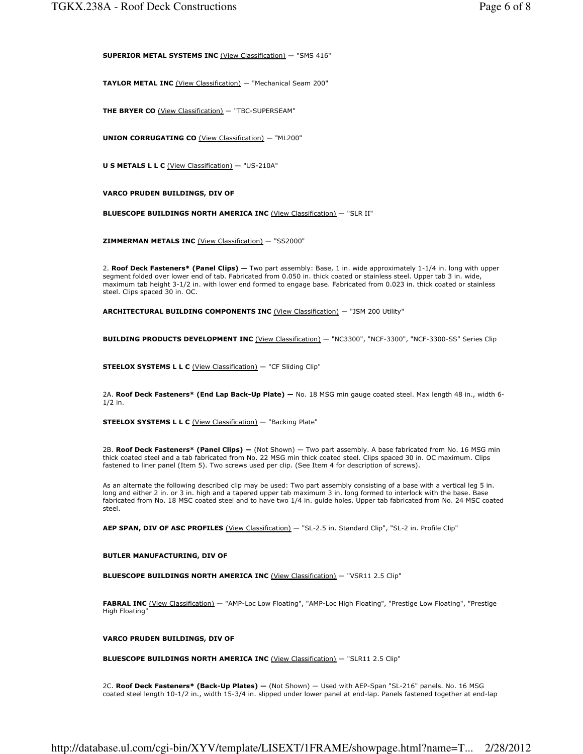**SUPERIOR METAL SYSTEMS INC** (View Classification) — "SMS 416"

**TAYLOR METAL INC** (View Classification) — "Mechanical Seam 200"

**THE BRYER CO** (View Classification) — "TBC-SUPERSEAM"

**UNION CORRUGATING CO** (View Classification) — "ML200"

**U S METALS L L C** (View Classification) — "US-210A"

**VARCO PRUDEN BUILDINGS, DIV OF**

**BLUESCOPE BUILDINGS NORTH AMERICA INC** (View Classification) — "SLR II"

**ZIMMERMAN METALS INC** (View Classification) — "SS2000"

2. **Roof Deck Fasteners* (Panel Clips) —** Two part assembly: Base, 1 in. wide approximately 1-1/4 in. long with upper segment folded over lower end of tab. Fabricated from 0.050 in. thick coated or stainless steel. Upper tab 3 in. wide, maximum tab height 3-1/2 in. with lower end formed to engage base. Fabricated from 0.023 in. thick coated or stainless steel. Clips spaced 30 in. OC.

**ARCHITECTURAL BUILDING COMPONENTS INC** (View Classification) — "JSM 200 Utility"

**BUILDING PRODUCTS DEVELOPMENT INC** (View Classification) — "NC3300", "NCF-3300", "NCF-3300-SS" Series Clip

**STEELOX SYSTEMS L L C** (View Classification) — "CF Sliding Clip"

2A. **Roof Deck Fasteners* (End Lap Back-Up Plate) —** No. 18 MSG min gauge coated steel. Max length 48 in., width 6-1/2 in.

**STEELOX SYSTEMS L L C** (View Classification) — "Backing Plate"

2B. **Roof Deck Fasteners* (Panel Clips) —** (Not Shown) — Two part assembly. A base fabricated from No. 16 MSG min thick coated steel and a tab fabricated from No. 22 MSG min thick coated steel. Clips spaced 30 in. OC maximum. Clips fastened to liner panel (Item 5). Two screws used per clip. (See Item 4 for description of screws).

As an alternate the following described clip may be used: Two part assembly consisting of a base with a vertical leg 5 in. long and either 2 in. or 3 in. high and a tapered upper tab maximum 3 in. long formed to interlock with the base. Base fabricated from No. 18 MSC coated steel and to have two 1/4 in. guide holes. Upper tab fabricated from No. 24 MSC coated steel.

**AEP SPAN, DIV OF ASC PROFILES** (View Classification) — "SL-2.5 in. Standard Clip", "SL-2 in. Profile Clip"

**BUTLER MANUFACTURING, DIV OF**

**BLUESCOPE BUILDINGS NORTH AMERICA INC** (View Classification) — "VSR11 2.5 Clip"

**FABRAL INC** (View Classification) — "AMP-Loc Low Floating", "AMP-Loc High Floating", "Prestige Low Floating", "Prestige High Floating"

**VARCO PRUDEN BUILDINGS, DIV OF**

**BLUESCOPE BUILDINGS NORTH AMERICA INC** (View Classification) — "SLR11 2.5 Clip"

2C. **Roof Deck Fasteners* (Back-Up Plates) —** (Not Shown) — Used with AEP-Span "SL-216" panels. No. 16 MSG coated steel length 10-1/2 in., width 15-3/4 in. slipped under lower panel at end-lap. Panels fastened together at end-lap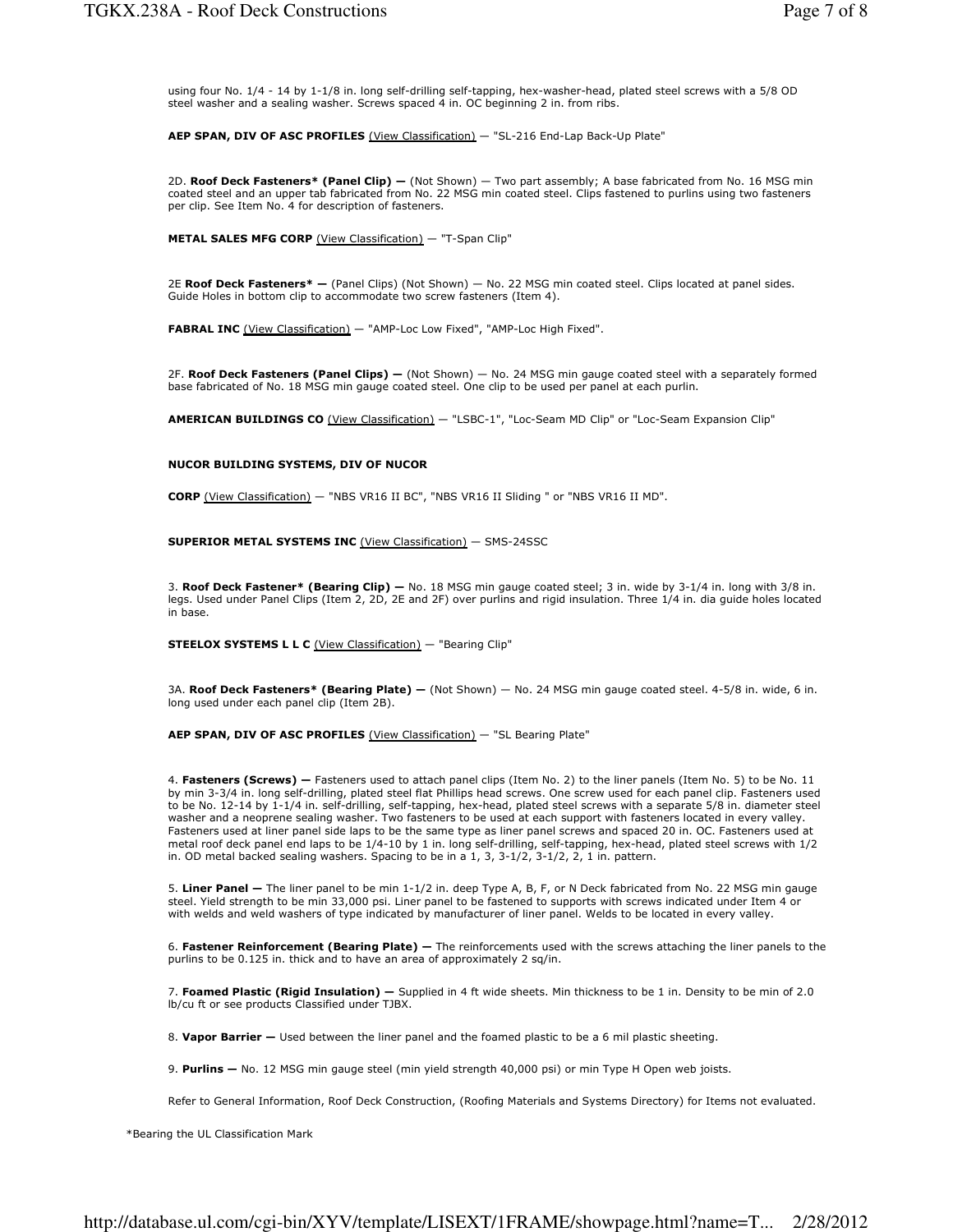using four No. 1/4 - 14 by 1-1/8 in. long self-drilling self-tapping, hex-washer-head, plated steel screws with a 5/8 OD steel washer and a sealing washer. Screws spaced 4 in. OC beginning 2 in. from ribs.

**AEP SPAN, DIV OF ASC PROFILES** (View Classification) — "SL-216 End-Lap Back-Up Plate"

2D. **Roof Deck Fasteners* (Panel Clip) —** (Not Shown) — Two part assembly; A base fabricated from No. 16 MSG min coated steel and an upper tab fabricated from No. 22 MSG min coated steel. Clips fastened to purlins using two fasteners per clip. See Item No. 4 for description of fasteners.

**METAL SALES MFG CORP** (View Classification) — "T-Span Clip"

2E **Roof Deck Fasteners* —** (Panel Clips) (Not Shown) — No. 22 MSG min coated steel. Clips located at panel sides. Guide Holes in bottom clip to accommodate two screw fasteners (Item 4).

**FABRAL INC** (View Classification) — "AMP-Loc Low Fixed", "AMP-Loc High Fixed".

2F. **Roof Deck Fasteners (Panel Clips) —** (Not Shown) — No. 24 MSG min gauge coated steel with a separately formed base fabricated of No. 18 MSG min gauge coated steel. One clip to be used per panel at each purlin.

**AMERICAN BUILDINGS CO** (View Classification) — "LSBC-1", "Loc-Seam MD Clip" or "Loc-Seam Expansion Clip"

**NUCOR BUILDING SYSTEMS, DIV OF NUCOR**

**CORP** (View Classification) — "NBS VR16 II BC", "NBS VR16 II Sliding " or "NBS VR16 II MD".

**SUPERIOR METAL SYSTEMS INC** (View Classification) — SMS-24SSC

3. **Roof Deck Fastener* (Bearing Clip) —** No. 18 MSG min gauge coated steel; 3 in. wide by 3-1/4 in. long with 3/8 in. legs. Used under Panel Clips (Item 2, 2D, 2E and 2F) over purlins and rigid insulation. Three 1/4 in. dia guide holes located in base.

**STEELOX SYSTEMS L L C** (View Classification) — "Bearing Clip"

3A. **Roof Deck Fasteners* (Bearing Plate) —** (Not Shown) — No. 24 MSG min gauge coated steel. 4-5/8 in. wide, 6 in. long used under each panel clip (Item 2B).

**AEP SPAN, DIV OF ASC PROFILES** (View Classification) — "SL Bearing Plate"

4. **Fasteners (Screws) —** Fasteners used to attach panel clips (Item No. 2) to the liner panels (Item No. 5) to be No. 11 by min 3-3/4 in. long self-drilling, plated steel flat Phillips head screws. One screw used for each panel clip. Fasteners used to be No. 12-14 by 1-1/4 in. self-drilling, self-tapping, hex-head, plated steel screws with a separate 5/8 in. diameter steel washer and a neoprene sealing washer. Two fasteners to be used at each support with fasteners located in every valley. Fasteners used at liner panel side laps to be the same type as liner panel screws and spaced 20 in. OC. Fasteners used at metal roof deck panel end laps to be 1/4-10 by 1 in. long self-drilling, self-tapping, hex-head, plated steel screws with 1/2 in. OD metal backed sealing washers. Spacing to be in a 1, 3, 3-1/2, 3-1/2, 2, 1 in. pattern.

5. **Liner Panel —** The liner panel to be min 1-1/2 in. deep Type A, B, F, or N Deck fabricated from No. 22 MSG min gauge steel. Yield strength to be min 33,000 psi. Liner panel to be fastened to supports with screws indicated under Item 4 or with welds and weld washers of type indicated by manufacturer of liner panel. Welds to be located in every valley.

6. **Fastener Reinforcement (Bearing Plate) —** The reinforcements used with the screws attaching the liner panels to the purlins to be 0.125 in. thick and to have an area of approximately 2 sq/in.

7. **Foamed Plastic (Rigid Insulation) —** Supplied in 4 ft wide sheets. Min thickness to be 1 in. Density to be min of 2.0 lb/cu ft or see products Classified under TJBX.

8. **Vapor Barrier —** Used between the liner panel and the foamed plastic to be a 6 mil plastic sheeting.

9. **Purlins —** No. 12 MSG min gauge steel (min yield strength 40,000 psi) or min Type H Open web joists.

Refer to General Information, Roof Deck Construction, (Roofing Materials and Systems Directory) for Items not evaluated.

*Bearing the UL Classification Mark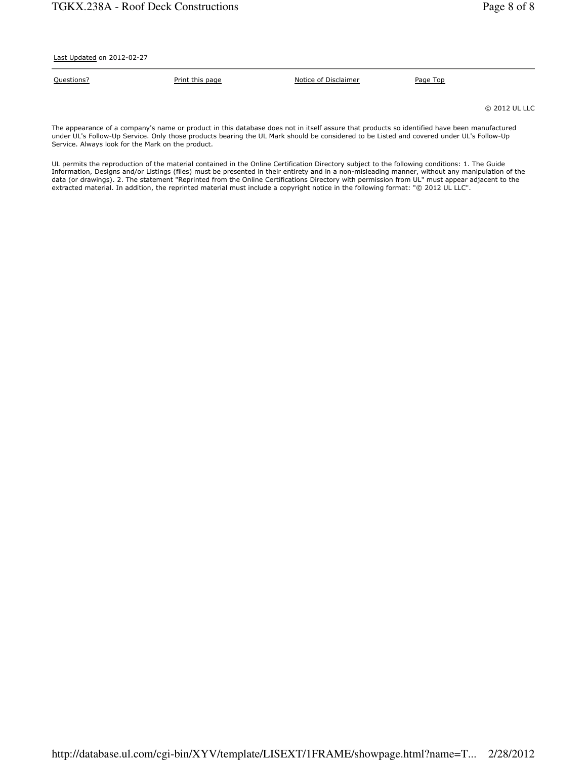Last Updated on 2012-02-27

Questions? | Print this page | Notice of Disclaimer | Page Top

© 2012 UL LLC

The appearance of a company's name or product in this database does not in itself assure that products so identified have been manufactured under UL's Follow-Up Service. Only those products bearing the UL Mark should be considered to be Listed and covered under UL's Follow-Up Service. Always look for the Mark on the product.

UL permits the reproduction of the material contained in the Online Certification Directory subject to the following conditions: 1. The Guide Information, Designs and/or Listings (files) must be presented in their entirety and in a non-misleading manner, without any manipulation of the data (or drawings). 2. The statement "Reprinted from the Online Certifications Directory with permission from UL" must appear adjacent to the extracted material. In addition, the reprinted material must include a copyright notice in the following format: "© 2012 UL LLC".